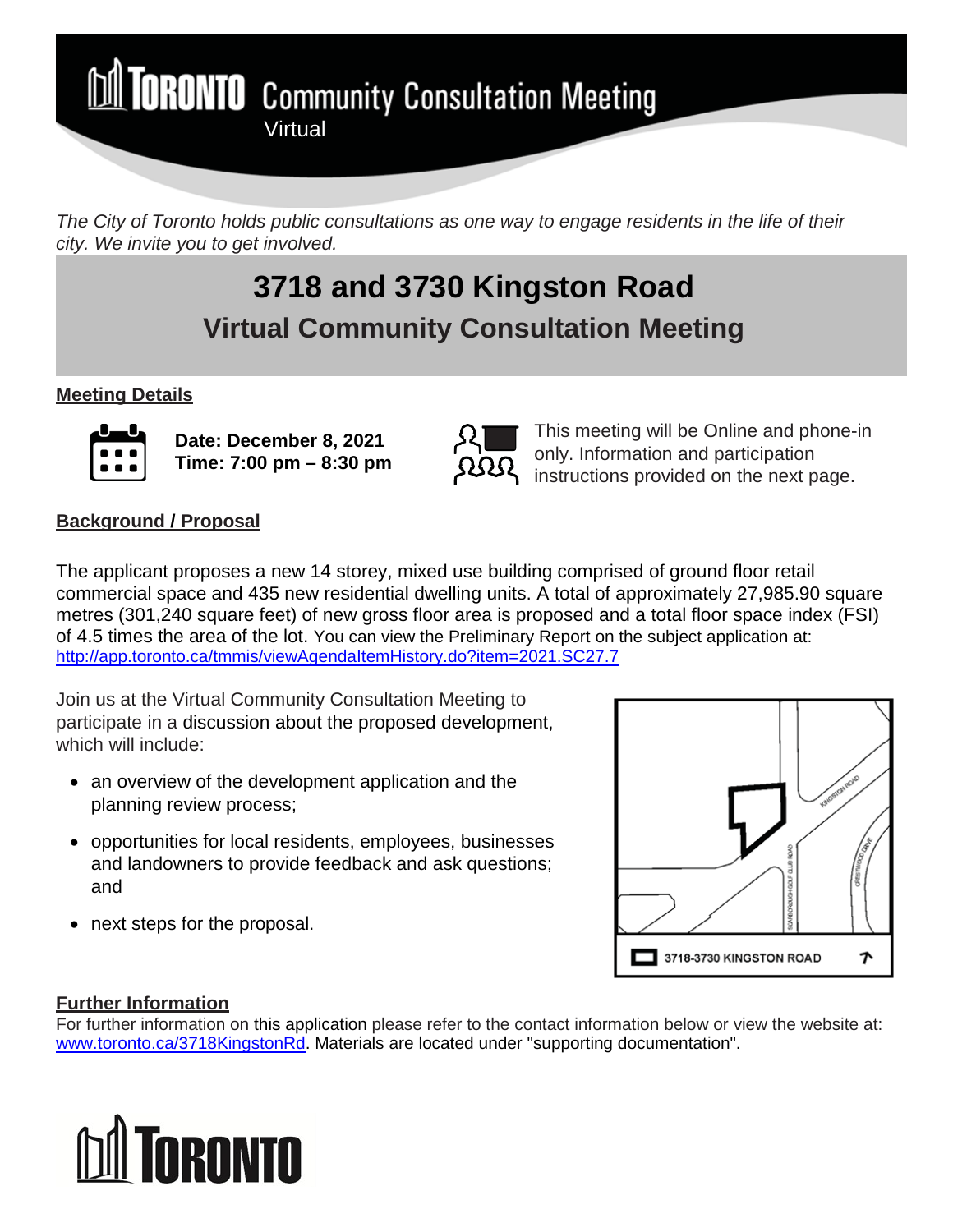# TORONTO Community Consultation Meeting

Virtual

*The City of Toronto holds public consultations as one way to engage residents in the life of their city. We invite you to get involved.*

# 3718 and 3730 Kingston Road

## Virtual Community Consultation Meeting

### Meeting Details

**Date: December 8, 2021**
**Time: 7:00 pm – 8:30 pm**

This meeting will be Online and phone-in only. Information and participation instructions provided on the next page.

### Background / Proposal

The applicant proposes a new 14 storey, mixed use building comprised of ground floor retail commercial space and 435 new residential dwelling units. A total of approximately 27,985.90 square metres (301,240 square feet) of new gross floor area is proposed and a total floor space index (FSI) of 4.5 times the area of the lot. You can view the Preliminary Report on the subject application at: http://app.toronto.ca/tmmis/viewAgendaItemHistory.do?item=2021.SC27.7

Join us at the Virtual Community Consultation Meeting to participate in a discussion about the proposed development, which will include:

- an overview of the development application and the planning review process;
- opportunities for local residents, employees, businesses and landowners to provide feedback and ask questions; and
- next steps for the proposal.

3718-3730 KINGSTON ROAD

### Further Information

For further information on this application please refer to the contact information below or view the website at: www.toronto.ca/3718KingstonRd. Materials are located under "supporting documentation".

TORONTO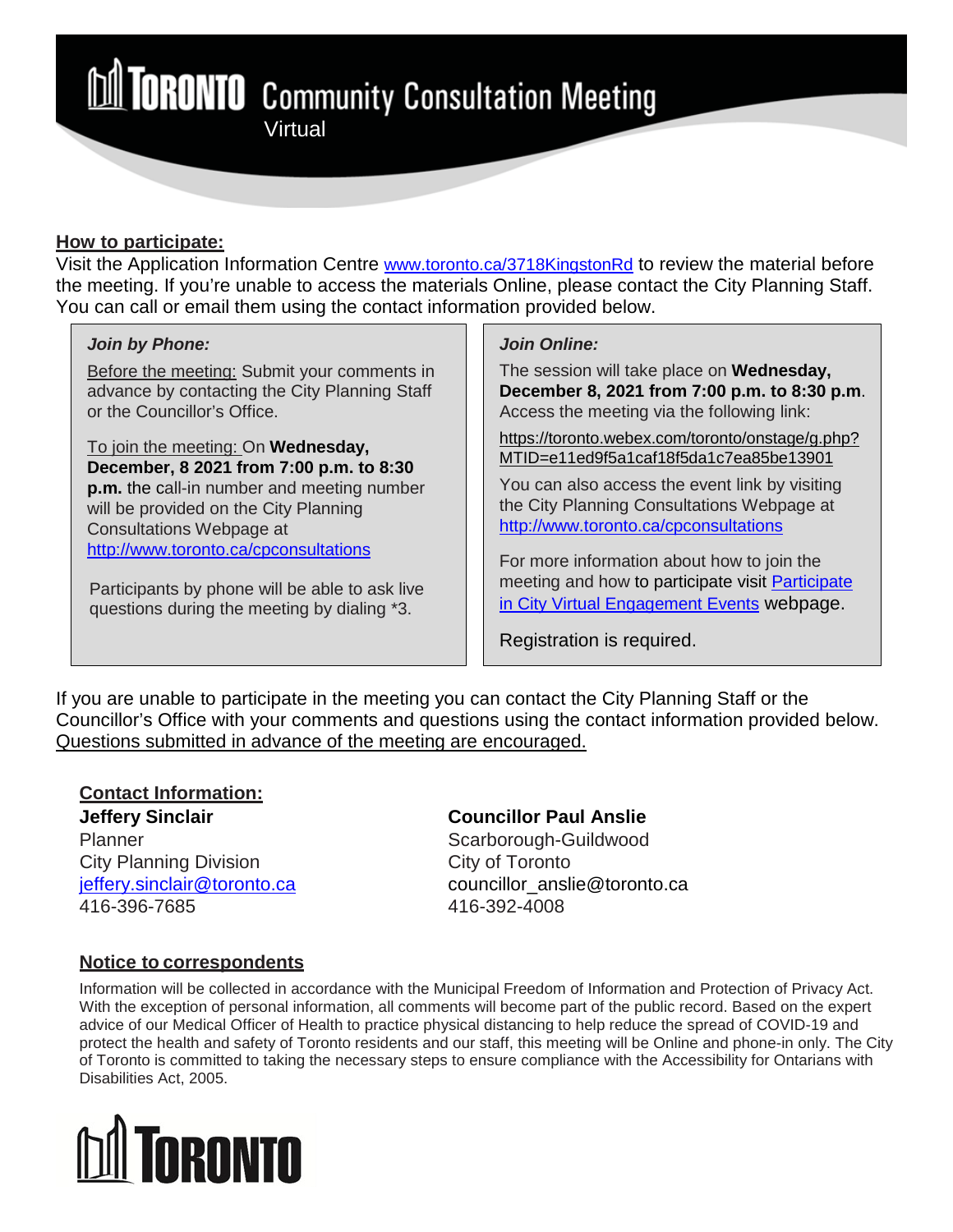# Toronto Community Consultation Meeting

Virtual

**How to participate:**

Visit the Application Information Centre www.toronto.ca/3718KingstonRd to review the material before the meeting. If you're unable to access the materials Online, please contact the City Planning Staff. You can call or email them using the contact information provided below.

***Join by Phone:***

Before the meeting: Submit your comments in advance by contacting the City Planning Staff or the Councillor's Office.

To join the meeting: On **Wednesday, December, 8 2021 from 7:00 p.m. to 8:30 p.m.** the call-in number and meeting number will be provided on the City Planning Consultations Webpage at http://www.toronto.ca/cpconsultations

Participants by phone will be able to ask live questions during the meeting by dialing *3.

***Join Online:***

The session will take place on **Wednesday, December 8, 2021 from 7:00 p.m. to 8:30 p.m**. Access the meeting via the following link:

https://toronto.webex.com/toronto/onstage/g.php?MTID=e11ed9f5a1caf18f5da1c7ea85be13901

You can also access the event link by visiting the City Planning Consultations Webpage at http://www.toronto.ca/cpconsultations

For more information about how to join the meeting and how to participate visit Participate in City Virtual Engagement Events webpage.

Registration is required.

If you are unable to participate in the meeting you can contact the City Planning Staff or the Councillor's Office with your comments and questions using the contact information provided below. Questions submitted in advance of the meeting are encouraged.

**Contact Information:**

**Jeffery Sinclair**
Planner
City Planning Division
jeffery.sinclair@toronto.ca
416-396-7685

**Councillor Paul Anslie**
Scarborough-Guildwood
City of Toronto
councillor_anslie@toronto.ca
416-392-4008

**Notice to correspondents**

Information will be collected in accordance with the Municipal Freedom of Information and Protection of Privacy Act. With the exception of personal information, all comments will become part of the public record. Based on the expert advice of our Medical Officer of Health to practice physical distancing to help reduce the spread of COVID-19 and protect the health and safety of Toronto residents and our staff, this meeting will be Online and phone-in only. The City of Toronto is committed to taking the necessary steps to ensure compliance with the Accessibility for Ontarians with Disabilities Act, 2005.

Toronto